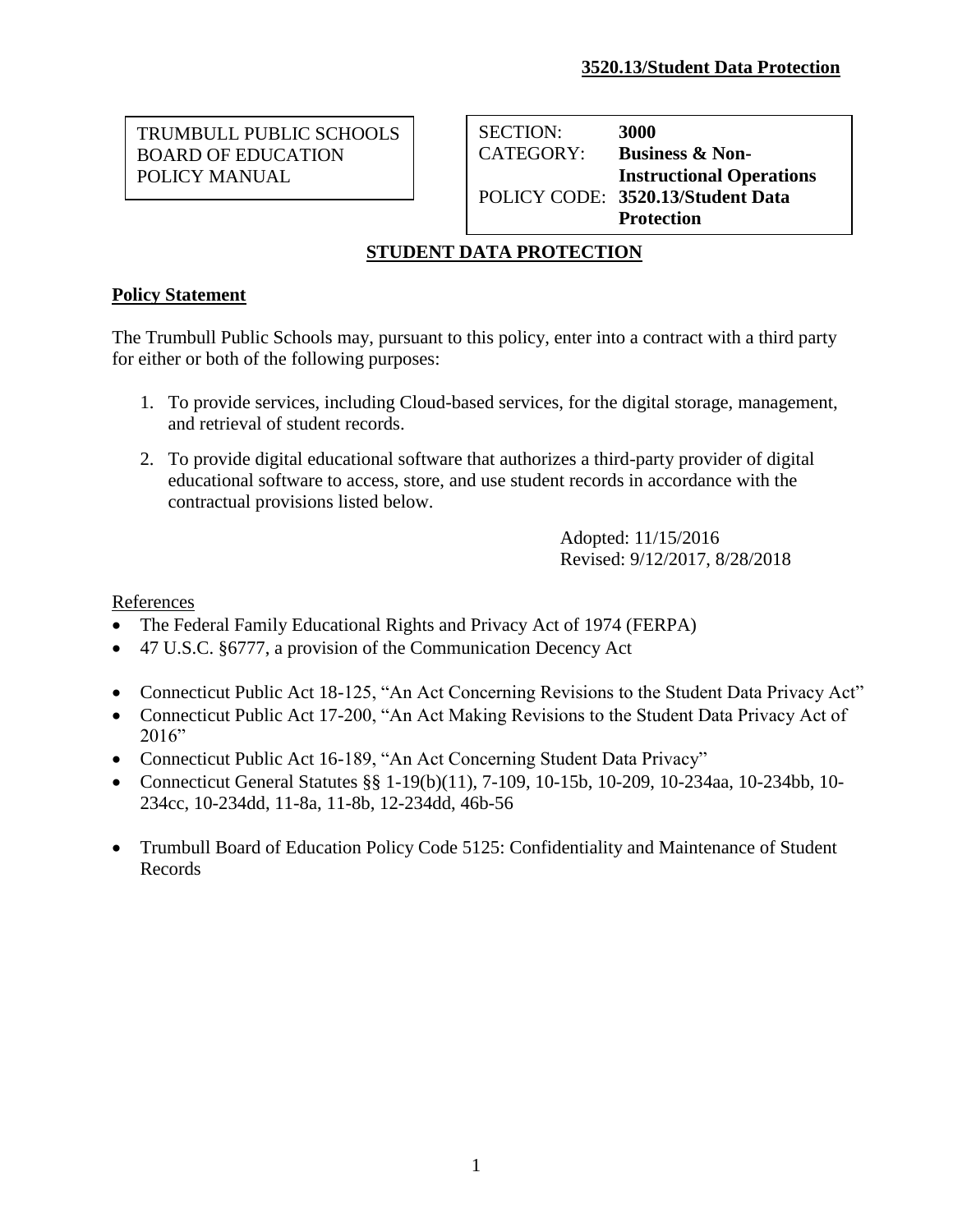**3520.13/Student Data Protection**

| TRUMBULL PUBLIC SCHOOLS<br>BOARD OF EDUCATION<br>POLICY MANUAL | SECTION: **3000**<br>CATEGORY: **Business & Non-Instructional Operations**<br>POLICY CODE: **3520.13/Student Data Protection** |
|---|---|

## STUDENT DATA PROTECTION

**Policy Statement**

The Trumbull Public Schools may, pursuant to this policy, enter into a contract with a third party for either or both of the following purposes:

1. To provide services, including Cloud-based services, for the digital storage, management, and retrieval of student records.
2. To provide digital educational software that authorizes a third-party provider of digital educational software to access, store, and use student records in accordance with the contractual provisions listed below.

Adopted: 11/15/2016
Revised: 9/12/2017, 8/28/2018

References

- The Federal Family Educational Rights and Privacy Act of 1974 (FERPA)
- 47 U.S.C. §6777, a provision of the Communication Decency Act

- Connecticut Public Act 18-125, "An Act Concerning Revisions to the Student Data Privacy Act"
- Connecticut Public Act 17-200, "An Act Making Revisions to the Student Data Privacy Act of 2016"
- Connecticut Public Act 16-189, "An Act Concerning Student Data Privacy"
- Connecticut General Statutes §§ 1-19(b)(11), 7-109, 10-15b, 10-209, 10-234aa, 10-234bb, 10-234cc, 10-234dd, 11-8a, 11-8b, 12-234dd, 46b-56

- Trumbull Board of Education Policy Code 5125: Confidentiality and Maintenance of Student Records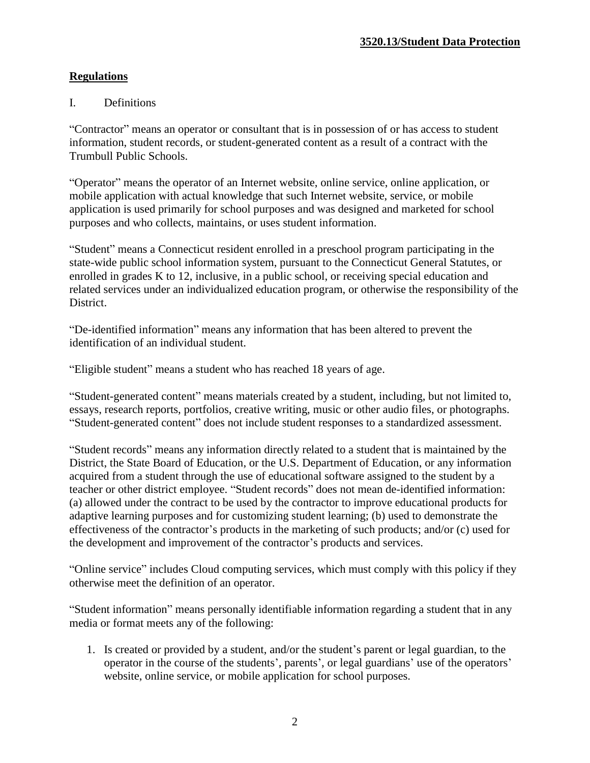**3520.13/Student Data Protection**

## Regulations

I. Definitions

"Contractor" means an operator or consultant that is in possession of or has access to student information, student records, or student-generated content as a result of a contract with the Trumbull Public Schools.

"Operator" means the operator of an Internet website, online service, online application, or mobile application with actual knowledge that such Internet website, service, or mobile application is used primarily for school purposes and was designed and marketed for school purposes and who collects, maintains, or uses student information.

"Student" means a Connecticut resident enrolled in a preschool program participating in the state-wide public school information system, pursuant to the Connecticut General Statutes, or enrolled in grades K to 12, inclusive, in a public school, or receiving special education and related services under an individualized education program, or otherwise the responsibility of the District.

"De-identified information" means any information that has been altered to prevent the identification of an individual student.

"Eligible student" means a student who has reached 18 years of age.

"Student-generated content" means materials created by a student, including, but not limited to, essays, research reports, portfolios, creative writing, music or other audio files, or photographs. "Student-generated content" does not include student responses to a standardized assessment.

"Student records" means any information directly related to a student that is maintained by the District, the State Board of Education, or the U.S. Department of Education, or any information acquired from a student through the use of educational software assigned to the student by a teacher or other district employee. "Student records" does not mean de-identified information: (a) allowed under the contract to be used by the contractor to improve educational products for adaptive learning purposes and for customizing student learning; (b) used to demonstrate the effectiveness of the contractor's products in the marketing of such products; and/or (c) used for the development and improvement of the contractor's products and services.

"Online service" includes Cloud computing services, which must comply with this policy if they otherwise meet the definition of an operator.

"Student information" means personally identifiable information regarding a student that in any media or format meets any of the following:

1. Is created or provided by a student, and/or the student's parent or legal guardian, to the operator in the course of the students', parents', or legal guardians' use of the operators' website, online service, or mobile application for school purposes.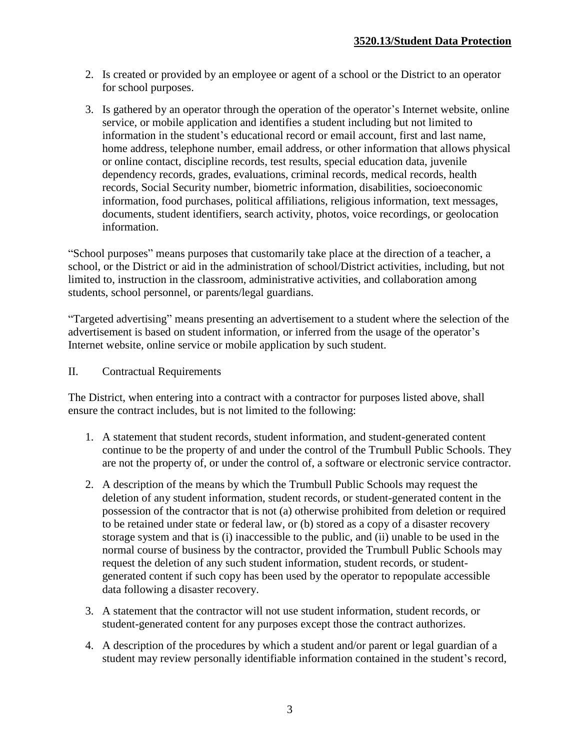2. Is created or provided by an employee or agent of a school or the District to an operator for school purposes.

3. Is gathered by an operator through the operation of the operator's Internet website, online service, or mobile application and identifies a student including but not limited to information in the student's educational record or email account, first and last name, home address, telephone number, email address, or other information that allows physical or online contact, discipline records, test results, special education data, juvenile dependency records, grades, evaluations, criminal records, medical records, health records, Social Security number, biometric information, disabilities, socioeconomic information, food purchases, political affiliations, religious information, text messages, documents, student identifiers, search activity, photos, voice recordings, or geolocation information.

"School purposes" means purposes that customarily take place at the direction of a teacher, a school, or the District or aid in the administration of school/District activities, including, but not limited to, instruction in the classroom, administrative activities, and collaboration among students, school personnel, or parents/legal guardians.

"Targeted advertising" means presenting an advertisement to a student where the selection of the advertisement is based on student information, or inferred from the usage of the operator's Internet website, online service or mobile application by such student.

II. Contractual Requirements

The District, when entering into a contract with a contractor for purposes listed above, shall ensure the contract includes, but is not limited to the following:

1. A statement that student records, student information, and student-generated content continue to be the property of and under the control of the Trumbull Public Schools. They are not the property of, or under the control of, a software or electronic service contractor.

2. A description of the means by which the Trumbull Public Schools may request the deletion of any student information, student records, or student-generated content in the possession of the contractor that is not (a) otherwise prohibited from deletion or required to be retained under state or federal law, or (b) stored as a copy of a disaster recovery storage system and that is (i) inaccessible to the public, and (ii) unable to be used in the normal course of business by the contractor, provided the Trumbull Public Schools may request the deletion of any such student information, student records, or student-generated content if such copy has been used by the operator to repopulate accessible data following a disaster recovery.

3. A statement that the contractor will not use student information, student records, or student-generated content for any purposes except those the contract authorizes.

4. A description of the procedures by which a student and/or parent or legal guardian of a student may review personally identifiable information contained in the student's record,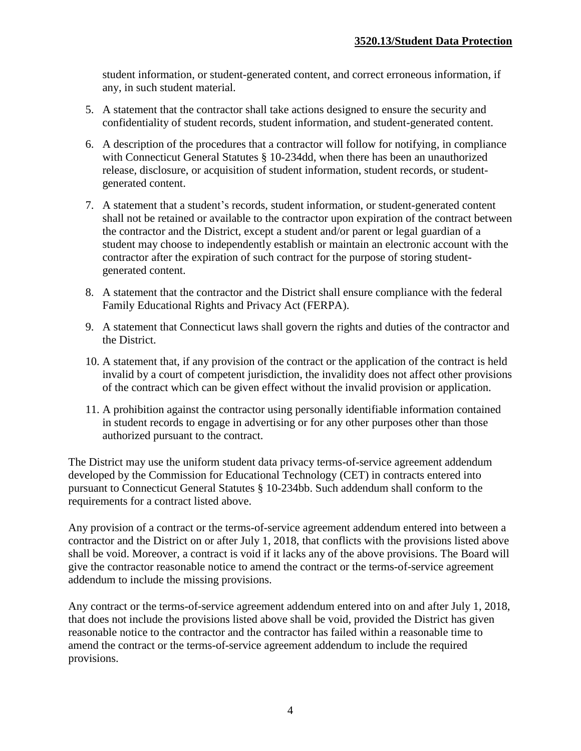student information, or student-generated content, and correct erroneous information, if any, in such student material.

5. A statement that the contractor shall take actions designed to ensure the security and confidentiality of student records, student information, and student-generated content.

6. A description of the procedures that a contractor will follow for notifying, in compliance with Connecticut General Statutes § 10-234dd, when there has been an unauthorized release, disclosure, or acquisition of student information, student records, or student-generated content.

7. A statement that a student's records, student information, or student-generated content shall not be retained or available to the contractor upon expiration of the contract between the contractor and the District, except a student and/or parent or legal guardian of a student may choose to independently establish or maintain an electronic account with the contractor after the expiration of such contract for the purpose of storing student-generated content.

8. A statement that the contractor and the District shall ensure compliance with the federal Family Educational Rights and Privacy Act (FERPA).

9. A statement that Connecticut laws shall govern the rights and duties of the contractor and the District.

10. A statement that, if any provision of the contract or the application of the contract is held invalid by a court of competent jurisdiction, the invalidity does not affect other provisions of the contract which can be given effect without the invalid provision or application.

11. A prohibition against the contractor using personally identifiable information contained in student records to engage in advertising or for any other purposes other than those authorized pursuant to the contract.

The District may use the uniform student data privacy terms-of-service agreement addendum developed by the Commission for Educational Technology (CET) in contracts entered into pursuant to Connecticut General Statutes § 10-234bb. Such addendum shall conform to the requirements for a contract listed above.

Any provision of a contract or the terms-of-service agreement addendum entered into between a contractor and the District on or after July 1, 2018, that conflicts with the provisions listed above shall be void. Moreover, a contract is void if it lacks any of the above provisions. The Board will give the contractor reasonable notice to amend the contract or the terms-of-service agreement addendum to include the missing provisions.

Any contract or the terms-of-service agreement addendum entered into on and after July 1, 2018, that does not include the provisions listed above shall be void, provided the District has given reasonable notice to the contractor and the contractor has failed within a reasonable time to amend the contract or the terms-of-service agreement addendum to include the required provisions.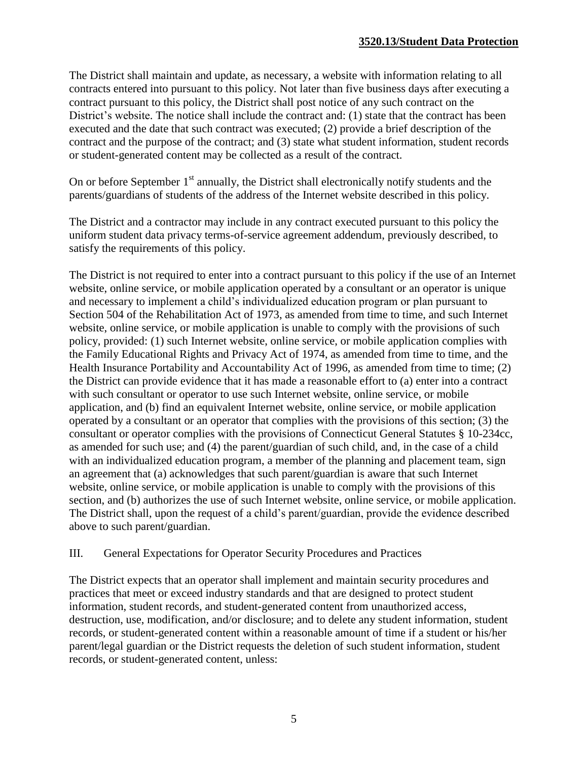The District shall maintain and update, as necessary, a website with information relating to all contracts entered into pursuant to this policy. Not later than five business days after executing a contract pursuant to this policy, the District shall post notice of any such contract on the District's website. The notice shall include the contract and: (1) state that the contract has been executed and the date that such contract was executed; (2) provide a brief description of the contract and the purpose of the contract; and (3) state what student information, student records or student-generated content may be collected as a result of the contract.

On or before September 1st annually, the District shall electronically notify students and the parents/guardians of students of the address of the Internet website described in this policy.

The District and a contractor may include in any contract executed pursuant to this policy the uniform student data privacy terms-of-service agreement addendum, previously described, to satisfy the requirements of this policy.

The District is not required to enter into a contract pursuant to this policy if the use of an Internet website, online service, or mobile application operated by a consultant or an operator is unique and necessary to implement a child's individualized education program or plan pursuant to Section 504 of the Rehabilitation Act of 1973, as amended from time to time, and such Internet website, online service, or mobile application is unable to comply with the provisions of such policy, provided: (1) such Internet website, online service, or mobile application complies with the Family Educational Rights and Privacy Act of 1974, as amended from time to time, and the Health Insurance Portability and Accountability Act of 1996, as amended from time to time; (2) the District can provide evidence that it has made a reasonable effort to (a) enter into a contract with such consultant or operator to use such Internet website, online service, or mobile application, and (b) find an equivalent Internet website, online service, or mobile application operated by a consultant or an operator that complies with the provisions of this section; (3) the consultant or operator complies with the provisions of Connecticut General Statutes § 10-234cc, as amended for such use; and (4) the parent/guardian of such child, and, in the case of a child with an individualized education program, a member of the planning and placement team, sign an agreement that (a) acknowledges that such parent/guardian is aware that such Internet website, online service, or mobile application is unable to comply with the provisions of this section, and (b) authorizes the use of such Internet website, online service, or mobile application. The District shall, upon the request of a child's parent/guardian, provide the evidence described above to such parent/guardian.

## III. General Expectations for Operator Security Procedures and Practices

The District expects that an operator shall implement and maintain security procedures and practices that meet or exceed industry standards and that are designed to protect student information, student records, and student-generated content from unauthorized access, destruction, use, modification, and/or disclosure; and to delete any student information, student records, or student-generated content within a reasonable amount of time if a student or his/her parent/legal guardian or the District requests the deletion of such student information, student records, or student-generated content, unless: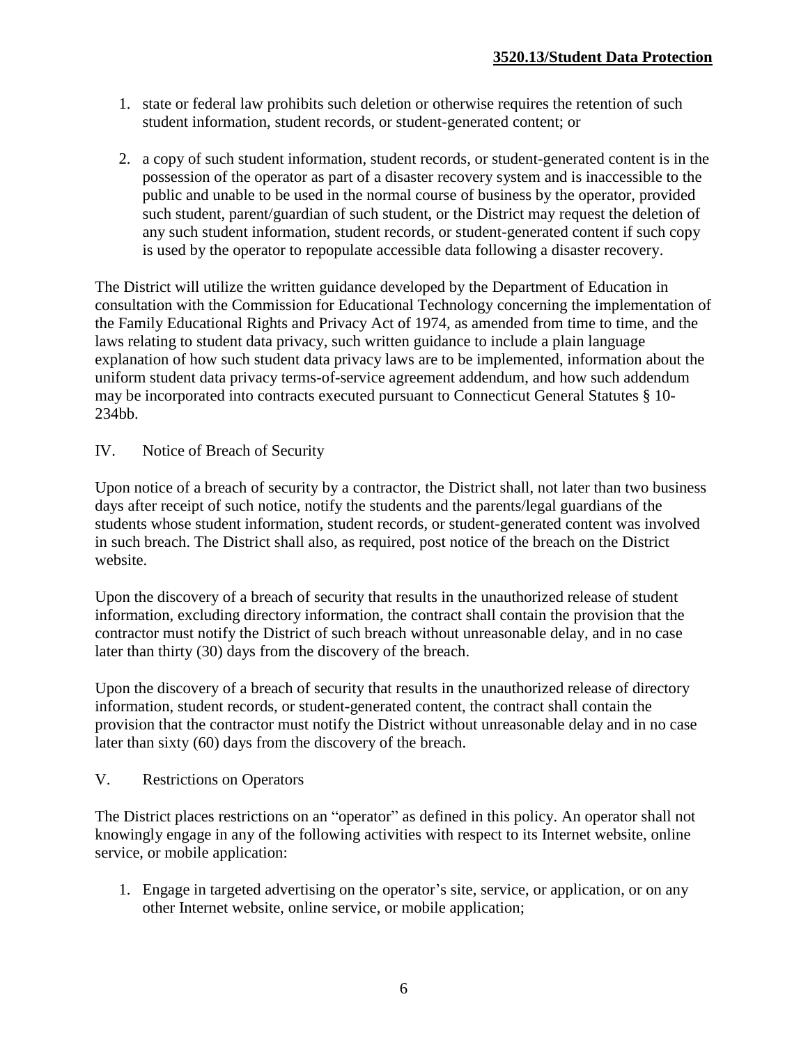1. state or federal law prohibits such deletion or otherwise requires the retention of such student information, student records, or student-generated content; or

2. a copy of such student information, student records, or student-generated content is in the possession of the operator as part of a disaster recovery system and is inaccessible to the public and unable to be used in the normal course of business by the operator, provided such student, parent/guardian of such student, or the District may request the deletion of any such student information, student records, or student-generated content if such copy is used by the operator to repopulate accessible data following a disaster recovery.

The District will utilize the written guidance developed by the Department of Education in consultation with the Commission for Educational Technology concerning the implementation of the Family Educational Rights and Privacy Act of 1974, as amended from time to time, and the laws relating to student data privacy, such written guidance to include a plain language explanation of how such student data privacy laws are to be implemented, information about the uniform student data privacy terms-of-service agreement addendum, and how such addendum may be incorporated into contracts executed pursuant to Connecticut General Statutes § 10-234bb.

## IV. Notice of Breach of Security

Upon notice of a breach of security by a contractor, the District shall, not later than two business days after receipt of such notice, notify the students and the parents/legal guardians of the students whose student information, student records, or student-generated content was involved in such breach. The District shall also, as required, post notice of the breach on the District website.

Upon the discovery of a breach of security that results in the unauthorized release of student information, excluding directory information, the contract shall contain the provision that the contractor must notify the District of such breach without unreasonable delay, and in no case later than thirty (30) days from the discovery of the breach.

Upon the discovery of a breach of security that results in the unauthorized release of directory information, student records, or student-generated content, the contract shall contain the provision that the contractor must notify the District without unreasonable delay and in no case later than sixty (60) days from the discovery of the breach.

## V. Restrictions on Operators

The District places restrictions on an "operator" as defined in this policy. An operator shall not knowingly engage in any of the following activities with respect to its Internet website, online service, or mobile application:

1. Engage in targeted advertising on the operator's site, service, or application, or on any other Internet website, online service, or mobile application;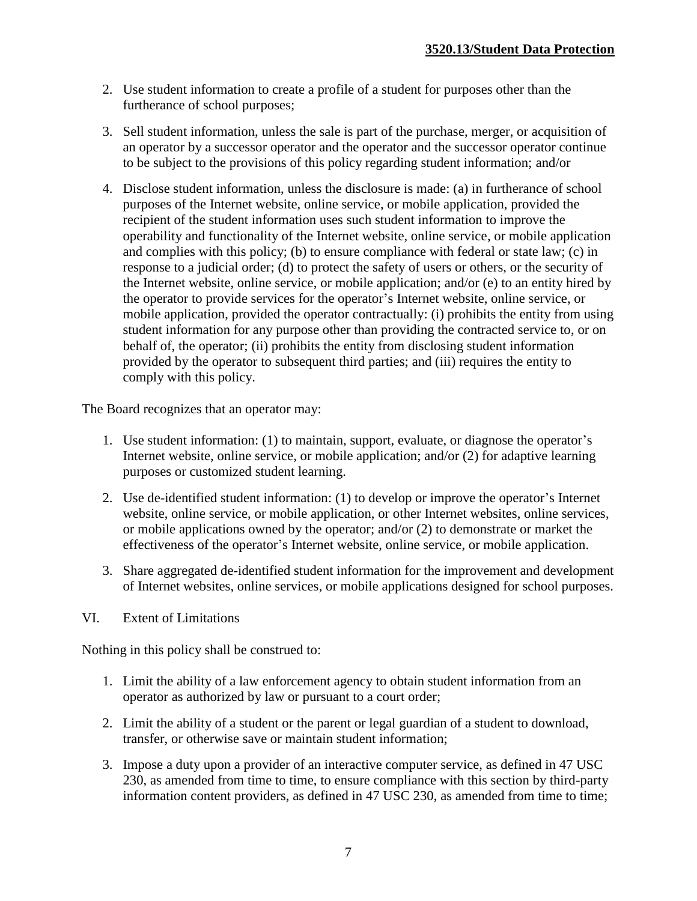2. Use student information to create a profile of a student for purposes other than the furtherance of school purposes;

3. Sell student information, unless the sale is part of the purchase, merger, or acquisition of an operator by a successor operator and the operator and the successor operator continue to be subject to the provisions of this policy regarding student information; and/or

4. Disclose student information, unless the disclosure is made: (a) in furtherance of school purposes of the Internet website, online service, or mobile application, provided the recipient of the student information uses such student information to improve the operability and functionality of the Internet website, online service, or mobile application and complies with this policy; (b) to ensure compliance with federal or state law; (c) in response to a judicial order; (d) to protect the safety of users or others, or the security of the Internet website, online service, or mobile application; and/or (e) to an entity hired by the operator to provide services for the operator's Internet website, online service, or mobile application, provided the operator contractually: (i) prohibits the entity from using student information for any purpose other than providing the contracted service to, or on behalf of, the operator; (ii) prohibits the entity from disclosing student information provided by the operator to subsequent third parties; and (iii) requires the entity to comply with this policy.

The Board recognizes that an operator may:

1. Use student information: (1) to maintain, support, evaluate, or diagnose the operator's Internet website, online service, or mobile application; and/or (2) for adaptive learning purposes or customized student learning.

2. Use de-identified student information: (1) to develop or improve the operator's Internet website, online service, or mobile application, or other Internet websites, online services, or mobile applications owned by the operator; and/or (2) to demonstrate or market the effectiveness of the operator's Internet website, online service, or mobile application.

3. Share aggregated de-identified student information for the improvement and development of Internet websites, online services, or mobile applications designed for school purposes.

## VI. Extent of Limitations

Nothing in this policy shall be construed to:

1. Limit the ability of a law enforcement agency to obtain student information from an operator as authorized by law or pursuant to a court order;

2. Limit the ability of a student or the parent or legal guardian of a student to download, transfer, or otherwise save or maintain student information;

3. Impose a duty upon a provider of an interactive computer service, as defined in 47 USC 230, as amended from time to time, to ensure compliance with this section by third-party information content providers, as defined in 47 USC 230, as amended from time to time;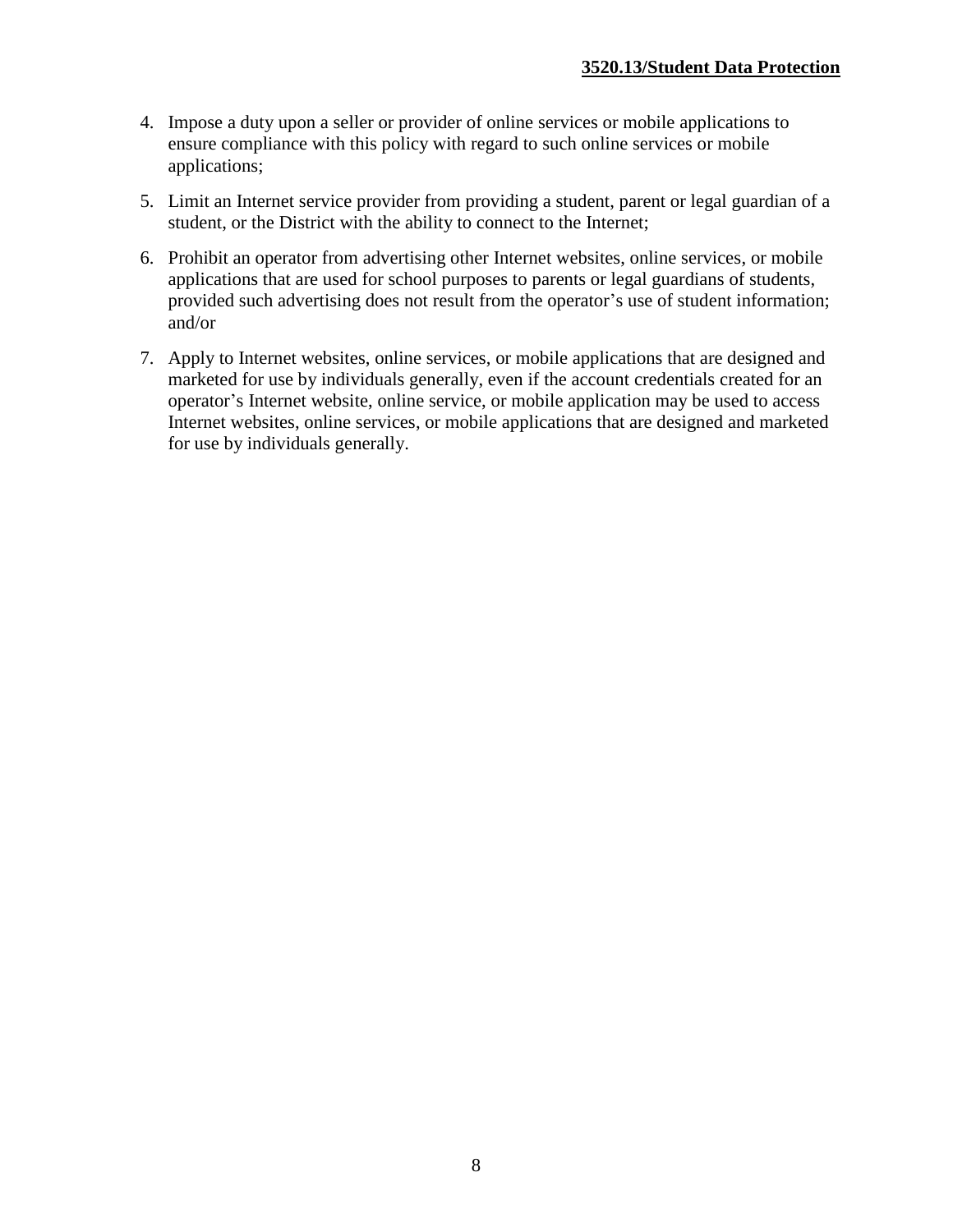4. Impose a duty upon a seller or provider of online services or mobile applications to ensure compliance with this policy with regard to such online services or mobile applications;
5. Limit an Internet service provider from providing a student, parent or legal guardian of a student, or the District with the ability to connect to the Internet;
6. Prohibit an operator from advertising other Internet websites, online services, or mobile applications that are used for school purposes to parents or legal guardians of students, provided such advertising does not result from the operator's use of student information; and/or
7. Apply to Internet websites, online services, or mobile applications that are designed and marketed for use by individuals generally, even if the account credentials created for an operator's Internet website, online service, or mobile application may be used to access Internet websites, online services, or mobile applications that are designed and marketed for use by individuals generally.